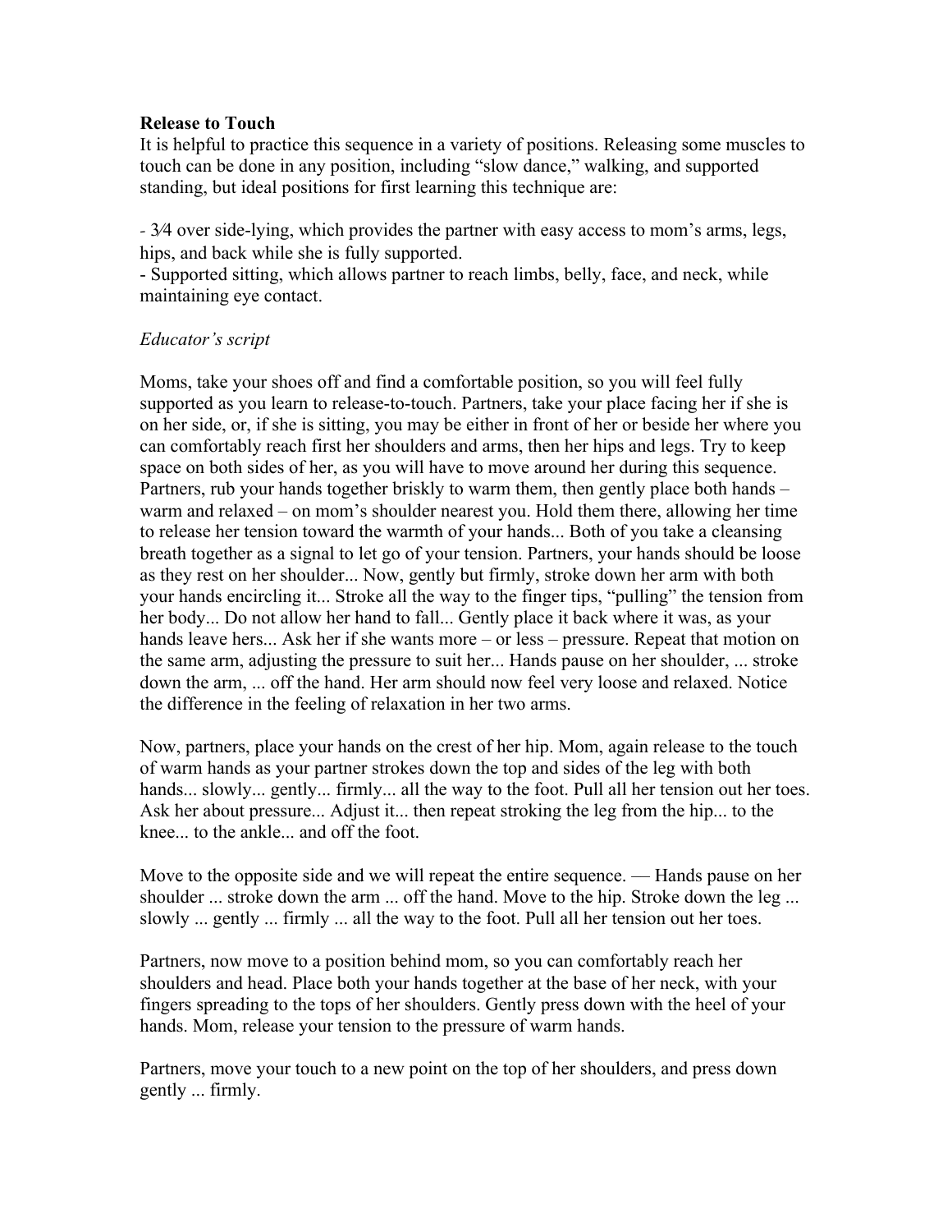**Release to Touch**

It is helpful to practice this sequence in a variety of positions. Releasing some muscles to touch can be done in any position, including "slow dance," walking, and supported standing, but ideal positions for first learning this technique are:

- 3⁄4 over side-lying, which provides the partner with easy access to mom's arms, legs, hips, and back while she is fully supported.
- Supported sitting, which allows partner to reach limbs, belly, face, and neck, while maintaining eye contact.

*Educator's script*

Moms, take your shoes off and find a comfortable position, so you will feel fully supported as you learn to release-to-touch. Partners, take your place facing her if she is on her side, or, if she is sitting, you may be either in front of her or beside her where you can comfortably reach first her shoulders and arms, then her hips and legs. Try to keep space on both sides of her, as you will have to move around her during this sequence. Partners, rub your hands together briskly to warm them, then gently place both hands – warm and relaxed – on mom's shoulder nearest you. Hold them there, allowing her time to release her tension toward the warmth of your hands... Both of you take a cleansing breath together as a signal to let go of your tension. Partners, your hands should be loose as they rest on her shoulder... Now, gently but firmly, stroke down her arm with both your hands encircling it... Stroke all the way to the finger tips, "pulling" the tension from her body... Do not allow her hand to fall... Gently place it back where it was, as your hands leave hers... Ask her if she wants more – or less – pressure. Repeat that motion on the same arm, adjusting the pressure to suit her... Hands pause on her shoulder, ... stroke down the arm, ... off the hand. Her arm should now feel very loose and relaxed. Notice the difference in the feeling of relaxation in her two arms.

Now, partners, place your hands on the crest of her hip. Mom, again release to the touch of warm hands as your partner strokes down the top and sides of the leg with both hands... slowly... gently... firmly... all the way to the foot. Pull all her tension out her toes. Ask her about pressure... Adjust it... then repeat stroking the leg from the hip... to the knee... to the ankle... and off the foot.

Move to the opposite side and we will repeat the entire sequence. — Hands pause on her shoulder ... stroke down the arm ... off the hand. Move to the hip. Stroke down the leg ... slowly ... gently ... firmly ... all the way to the foot. Pull all her tension out her toes.

Partners, now move to a position behind mom, so you can comfortably reach her shoulders and head. Place both your hands together at the base of her neck, with your fingers spreading to the tops of her shoulders. Gently press down with the heel of your hands. Mom, release your tension to the pressure of warm hands.

Partners, move your touch to a new point on the top of her shoulders, and press down gently ... firmly.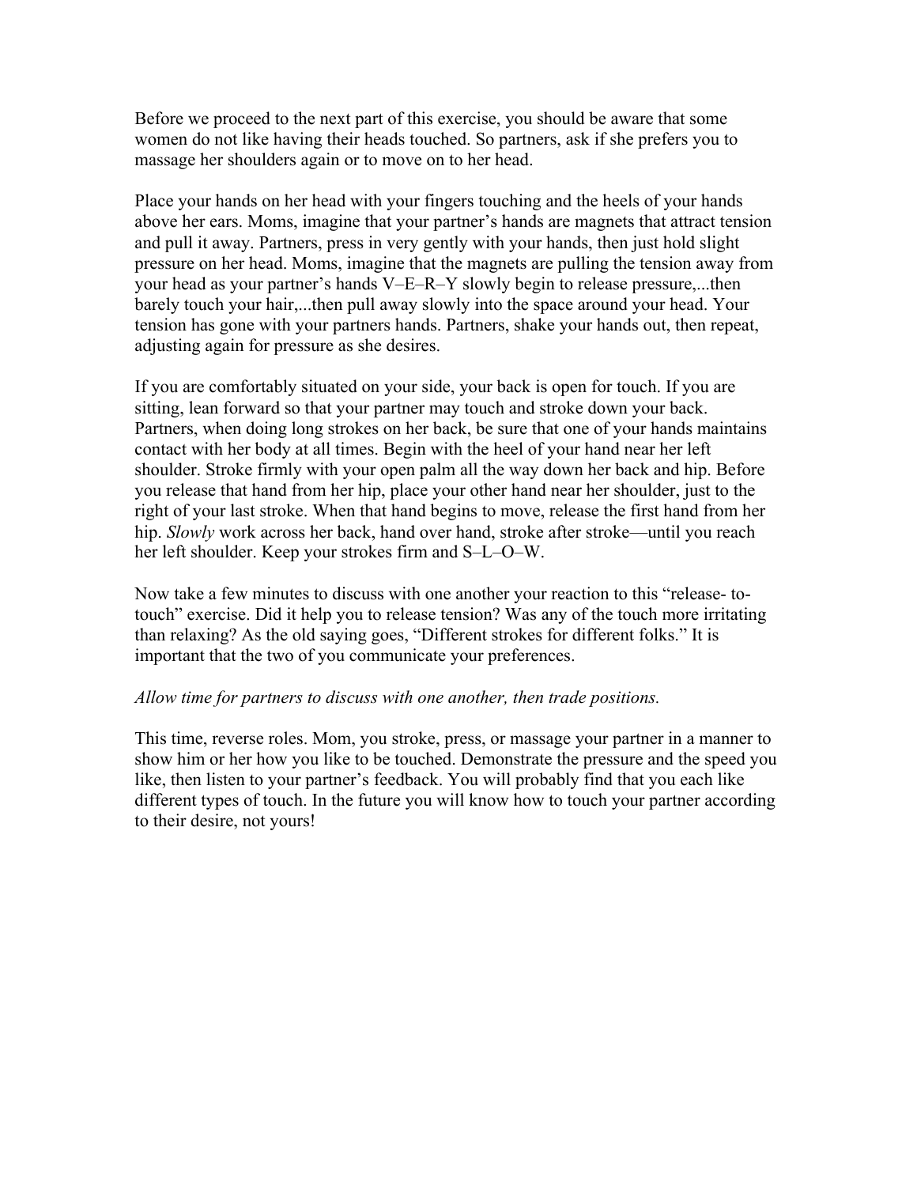Before we proceed to the next part of this exercise, you should be aware that some women do not like having their heads touched. So partners, ask if she prefers you to massage her shoulders again or to move on to her head.

Place your hands on her head with your fingers touching and the heels of your hands above her ears. Moms, imagine that your partner's hands are magnets that attract tension and pull it away. Partners, press in very gently with your hands, then just hold slight pressure on her head. Moms, imagine that the magnets are pulling the tension away from your head as your partner's hands V–E–R–Y slowly begin to release pressure,...then barely touch your hair,...then pull away slowly into the space around your head. Your tension has gone with your partners hands. Partners, shake your hands out, then repeat, adjusting again for pressure as she desires.

If you are comfortably situated on your side, your back is open for touch. If you are sitting, lean forward so that your partner may touch and stroke down your back. Partners, when doing long strokes on her back, be sure that one of your hands maintains contact with her body at all times. Begin with the heel of your hand near her left shoulder. Stroke firmly with your open palm all the way down her back and hip. Before you release that hand from her hip, place your other hand near her shoulder, just to the right of your last stroke. When that hand begins to move, release the first hand from her hip. *Slowly* work across her back, hand over hand, stroke after stroke—until you reach her left shoulder. Keep your strokes firm and S–L–O–W.

Now take a few minutes to discuss with one another your reaction to this "release- to-touch" exercise. Did it help you to release tension? Was any of the touch more irritating than relaxing? As the old saying goes, "Different strokes for different folks." It is important that the two of you communicate your preferences.

*Allow time for partners to discuss with one another, then trade positions.*

This time, reverse roles. Mom, you stroke, press, or massage your partner in a manner to show him or her how you like to be touched. Demonstrate the pressure and the speed you like, then listen to your partner's feedback. You will probably find that you each like different types of touch. In the future you will know how to touch your partner according to their desire, not yours!